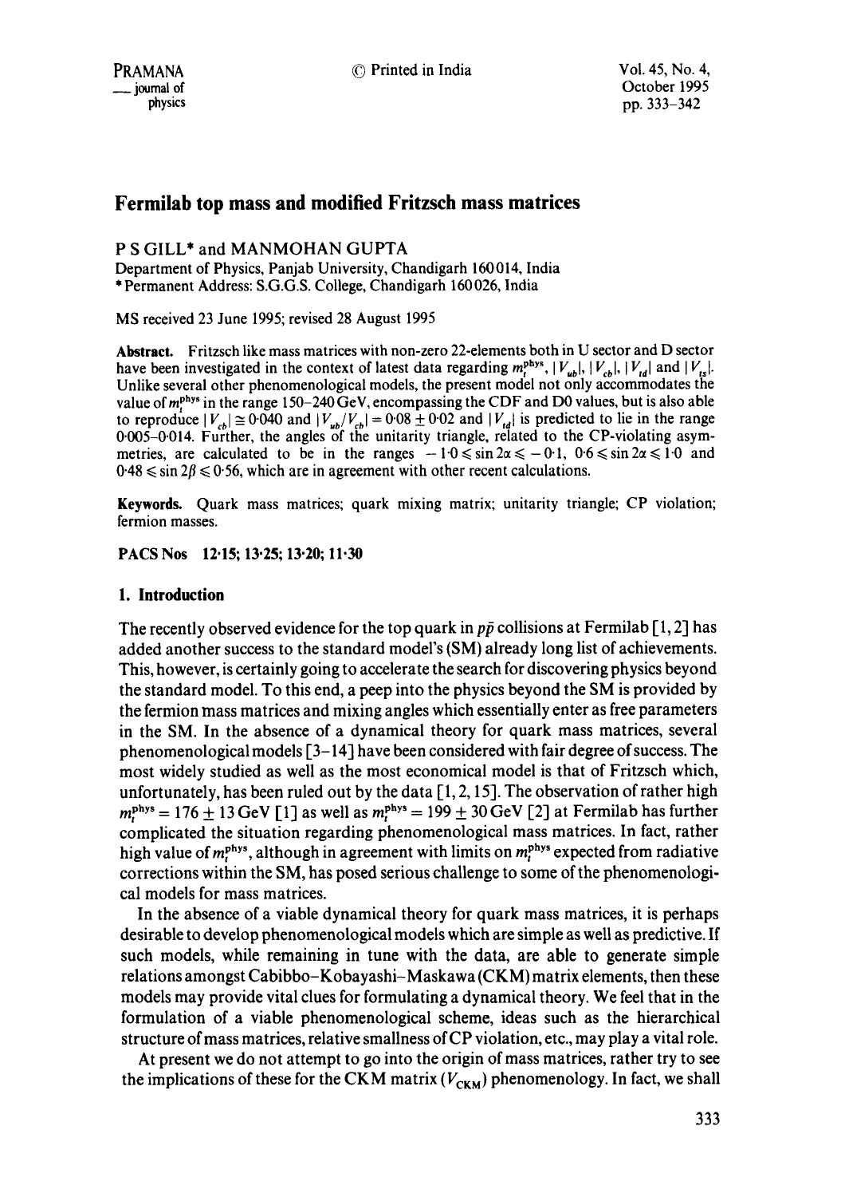# Fermilab top mass and modified Fritzsch mass matrices

P S GILL* and MANMOHAN GUPTA

Department of Physics, Panjab University, Chandigarh 160014, India

\* Permanent Address: S.G.G.S. College, Chandigarh 160026, India

MS received 23 June 1995; revised 28 August 1995

**Abstract.** Fritzsch like mass matrices with non-zero 22-elements both in U sector and D sector have been investigated in the context of latest data regarding $m_t^{phys}$, $|V_{ub}|$, $|V_{cb}|$, $|V_{td}|$ and $|V_{ts}|$. Unlike several other phenomenological models, the present model not only accommodates the value of $m_t^{phys}$ in the range 150–240 GeV, encompassing the CDF and D0 values, but is also able to reproduce $|V_{cb}| \cong 0{\cdot}040$ and $|V_{ub}/V_{cb}| = 0{\cdot}08 \pm 0{\cdot}02$ and $|V_{td}|$ is predicted to lie in the range 0·005–0·014. Further, the angles of the unitarity triangle, related to the CP-violating asymmetries, are calculated to be in the ranges $-1{\cdot}0 \leqslant \sin 2\alpha \leqslant -0{\cdot}1$, $0{\cdot}6 \leqslant \sin 2\alpha \leqslant 1{\cdot}0$ and $0{\cdot}48 \leqslant \sin 2\beta \leqslant 0{\cdot}56$, which are in agreement with other recent calculations.

**Keywords.** Quark mass matrices; quark mixing matrix; unitarity triangle; CP violation; fermion masses.

**PACS Nos 12·15; 13·25; 13·20; 11·30**

## 1. Introduction

The recently observed evidence for the top quark in $p\bar{p}$ collisions at Fermilab [1, 2] has added another success to the standard model's (SM) already long list of achievements. This, however, is certainly going to accelerate the search for discovering physics beyond the standard model. To this end, a peep into the physics beyond the SM is provided by the fermion mass matrices and mixing angles which essentially enter as free parameters in the SM. In the absence of a dynamical theory for quark mass matrices, several phenomenological models [3–14] have been considered with fair degree of success. The most widely studied as well as the most economical model is that of Fritzsch which, unfortunately, has been ruled out by the data [1, 2, 15]. The observation of rather high $m_t^{phys} = 176 \pm 13$ GeV [1] as well as $m_t^{phys} = 199 \pm 30$ GeV [2] at Fermilab has further complicated the situation regarding phenomenological mass matrices. In fact, rather high value of $m_t^{phys}$, although in agreement with limits on $m_t^{phys}$ expected from radiative corrections within the SM, has posed serious challenge to some of the phenomenological models for mass matrices.

In the absence of a viable dynamical theory for quark mass matrices, it is perhaps desirable to develop phenomenological models which are simple as well as predictive. If such models, while remaining in tune with the data, are able to generate simple relations amongst Cabibbo–Kobayashi–Maskawa (CKM) matrix elements, then these models may provide vital clues for formulating a dynamical theory. We feel that in the formulation of a viable phenomenological scheme, ideas such as the hierarchical structure of mass matrices, relative smallness of CP violation, etc., may play a vital role.

At present we do not attempt to go into the origin of mass matrices, rather try to see the implications of these for the CKM matrix ($V_{CKM}$) phenomenology. In fact, we shall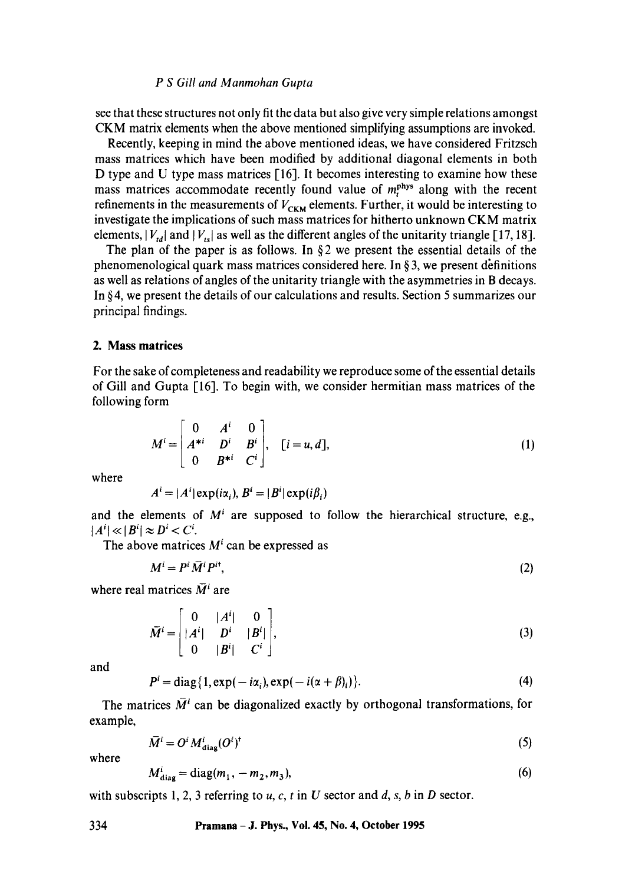see that these structures not only fit the data but also give very simple relations amongst CKM matrix elements when the above mentioned simplifying assumptions are invoked.

Recently, keeping in mind the above mentioned ideas, we have considered Fritzsch mass matrices which have been modified by additional diagonal elements in both D type and U type mass matrices [16]. It becomes interesting to examine how these mass matrices accommodate recently found value of $m_t^{\text{phys}}$ along with the recent refinements in the measurements of $V_{\text{CKM}}$ elements. Further, it would be interesting to investigate the implications of such mass matrices for hitherto unknown CKM matrix elements, $|V_{td}|$ and $|V_{ts}|$ as well as the different angles of the unitarity triangle [17, 18].

The plan of the paper is as follows. In § 2 we present the essential details of the phenomenological quark mass matrices considered here. In § 3, we present definitions as well as relations of angles of the unitarity triangle with the asymmetries in B decays. In § 4, we present the details of our calculations and results. Section 5 summarizes our principal findings.

## 2. Mass matrices

For the sake of completeness and readability we reproduce some of the essential details of Gill and Gupta [16]. To begin with, we consider hermitian mass matrices of the following form

$$M^i = \begin{bmatrix} 0 & A^i & 0 \\ A^{*i} & D^i & B^i \\ 0 & B^{*i} & C^i \end{bmatrix}, \quad [i = u, d], \tag{1}$$

where

$$A^i = |A^i| \exp(i\alpha_i), \; B^i = |B^i| \exp(i\beta_i)$$

and the elements of $M^i$ are supposed to follow the hierarchical structure, e.g., $|A^i| \ll |B^i| \approx D^i < C^i$.

The above matrices $M^i$ can be expressed as

$$M^i = P^i \bar{M}^i P^{i\dagger}, \tag{2}$$

where real matrices $\bar{M}^i$ are

$$\bar{M}^i = \begin{bmatrix} 0 & |A^i| & 0 \\ |A^i| & D^i & |B^i| \\ 0 & |B^i| & C^i \end{bmatrix}, \tag{3}$$

and

$$P^i = \text{diag}\{1, \exp(-i\alpha_i), \exp(-i(\alpha + \beta)_i)\}. \tag{4}$$

The matrices $\bar{M}^i$ can be diagonalized exactly by orthogonal transformations, for example,

$$\bar{M}^i = O^i M^i_{\text{diag}} (O^i)^t \tag{5}$$

where

$$M^i_{\text{diag}} = \text{diag}(m_1, -m_2, m_3), \tag{6}$$

with subscripts 1, 2, 3 referring to $u, c, t$ in $U$ sector and $d, s, b$ in $D$ sector.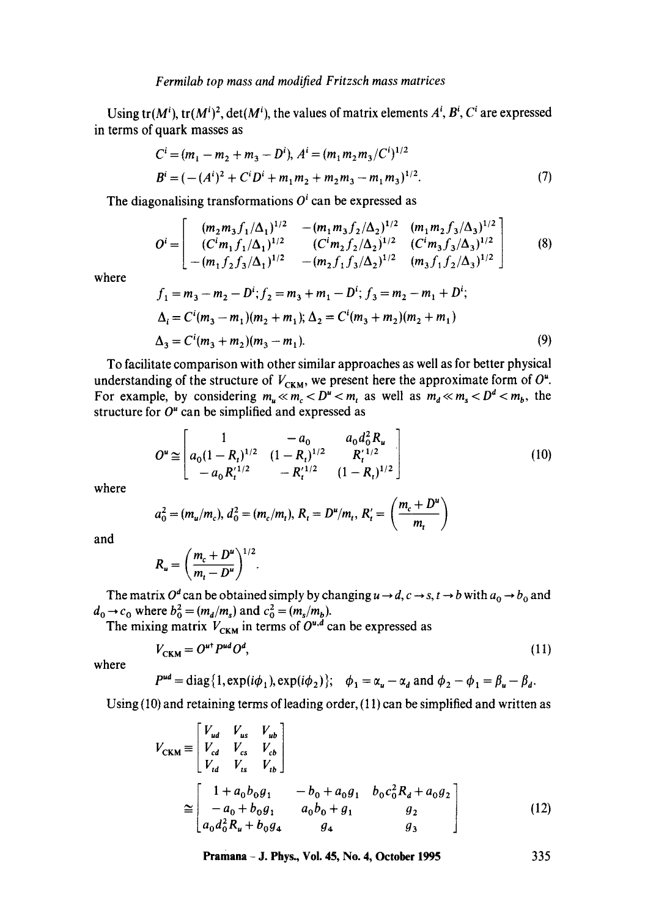Using $\mathrm{tr}(M^i)$, $\mathrm{tr}(M^i)^2$, $\det(M^i)$, the values of matrix elements $A^i$, $B^i$, $C^i$ are expressed in terms of quark masses as

$$C^i = (m_1 - m_2 + m_3 - D^i),\ A^i = (m_1 m_2 m_3 / C^i)^{1/2}$$
$$B^i = (-(A^i)^2 + C^i D^i + m_1 m_2 + m_2 m_3 - m_1 m_3)^{1/2}. \tag{7}$$

The diagonalising transformations $O^i$ can be expressed as

$$O^i = \begin{bmatrix} (m_2 m_3 f_1/\Delta_1)^{1/2} & -(m_1 m_3 f_2/\Delta_2)^{1/2} & (m_1 m_2 f_3/\Delta_3)^{1/2} \\ (C^i m_1 f_1/\Delta_1)^{1/2} & (C^i m_2 f_2/\Delta_2)^{1/2} & (C^i m_3 f_3/\Delta_3)^{1/2} \\ -(m_1 f_2 f_3/\Delta_1)^{1/2} & -(m_2 f_1 f_3/\Delta_2)^{1/2} & (m_3 f_1 f_2/\Delta_3)^{1/2} \end{bmatrix} \tag{8}$$

where

$$f_1 = m_3 - m_2 - D^i; f_2 = m_3 + m_1 - D^i; f_3 = m_2 - m_1 + D^i;$$
$$\Delta_i = C^i(m_3 - m_1)(m_2 + m_1); \Delta_2 = C^i(m_3 + m_2)(m_2 + m_1)$$
$$\Delta_3 = C^i(m_3 + m_2)(m_3 - m_1). \tag{9}$$

To facilitate comparison with other similar approaches as well as for better physical understanding of the structure of $V_{\mathrm{CKM}}$, we present here the approximate form of $O^u$. For example, by considering $m_u \ll m_c < D^u < m_t$ as well as $m_d \ll m_s < D^d < m_b$, the structure for $O^u$ can be simplified and expressed as

$$O^u \cong \begin{bmatrix} 1 & -a_0 & a_0 d_0^2 R_u \\ a_0(1 - R_t)^{1/2} & (1 - R_t)^{1/2} & R_t'^{1/2} \\ -a_0 R_t'^{1/2} & -R_t'^{1/2} & (1 - R_t)^{1/2} \end{bmatrix} \tag{10}$$

where

$$a_0^2 = (m_u/m_c),\ d_0^2 = (m_c/m_t),\ R_t = D^u/m_t,\ R_t' = \left(\frac{m_c + D^u}{m_t}\right)$$

and

$$R_u = \left(\frac{m_c + D^u}{m_t - D^u}\right)^{1/2}.$$

The matrix $O^d$ can be obtained simply by changing $u \to d$, $c \to s$, $t \to b$ with $a_0 \to b_0$ and $d_0 \to c_0$ where $b_0^2 = (m_d/m_s)$ and $c_0^2 = (m_s/m_b)$.

The mixing matrix $V_{\mathrm{CKM}}$ in terms of $O^{u,d}$ can be expressed as

$$V_{\mathrm{CKM}} = O^{u\dagger} P^{ud} O^d, \tag{11}$$

where

$$P^{ud} = \mathrm{diag}\{1, \exp(i\phi_1), \exp(i\phi_2)\};\quad \phi_1 = \alpha_u - \alpha_d \text{ and } \phi_2 - \phi_1 = \beta_u - \beta_d.$$

Using (10) and retaining terms of leading order, (11) can be simplified and written as

$$V_{\mathrm{CKM}} \equiv \begin{bmatrix} V_{ud} & V_{us} & V_{ub} \\ V_{cd} & V_{cs} & V_{cb} \\ V_{td} & V_{ts} & V_{tb} \end{bmatrix}$$
$$\cong \begin{bmatrix} 1 + a_0 b_0 g_1 & -b_0 + a_0 g_1 & b_0 c_0^2 R_d + a_0 g_2 \\ -a_0 + b_0 g_1 & a_0 b_0 + g_1 & g_2 \\ a_0 d_0^2 R_u + b_0 g_4 & g_4 & g_3 \end{bmatrix} \tag{12}$$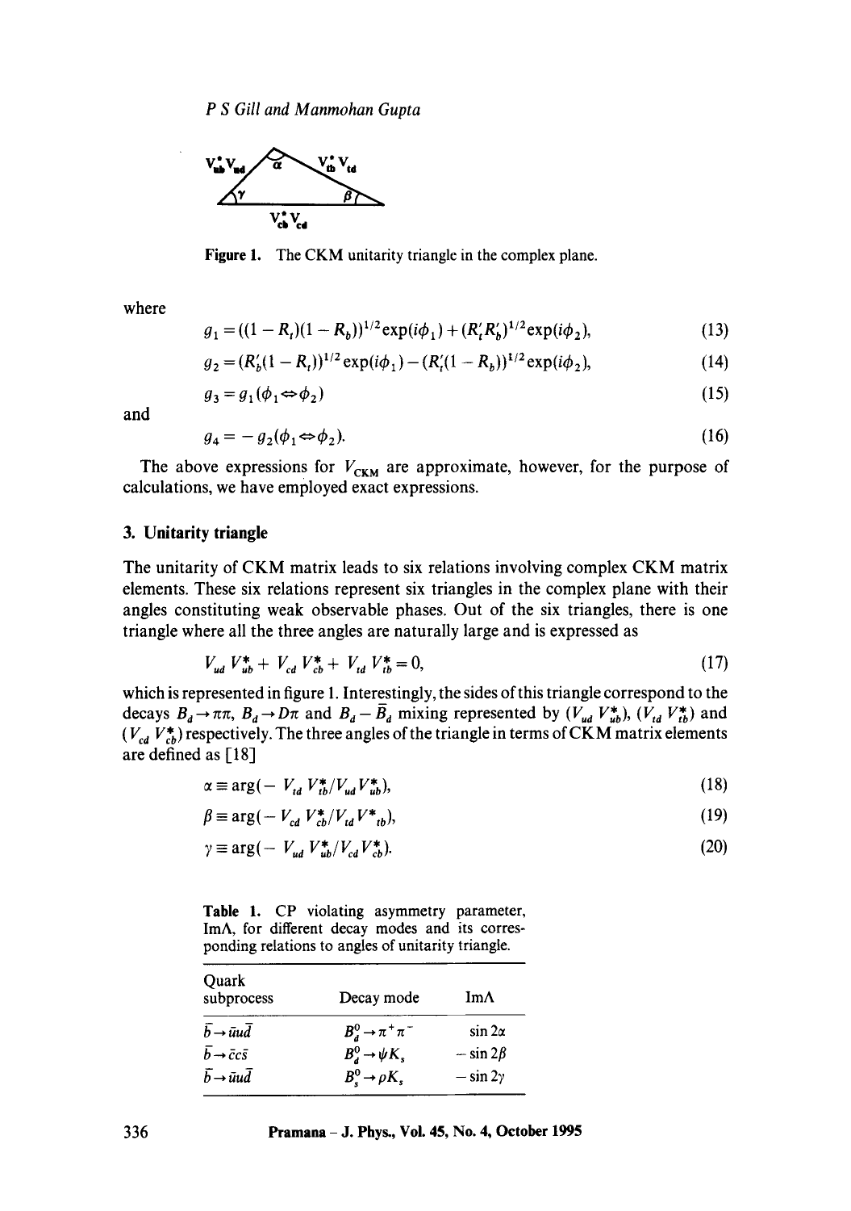Figure 1. The CKM unitarity triangle in the complex plane.

where

$$g_1 = ((1 - R_t)(1 - R_b))^{1/2}\exp(i\phi_1) + (R_t' R_b')^{1/2}\exp(i\phi_2), \tag{13}$$

$$g_2 = (R_b'(1 - R_t))^{1/2}\exp(i\phi_1) - (R_t'(1 - R_b))^{1/2}\exp(i\phi_2), \tag{14}$$

$$g_3 = g_1(\phi_1 \Leftrightarrow \phi_2) \tag{15}$$

and

$$g_4 = -g_2(\phi_1 \Leftrightarrow \phi_2). \tag{16}$$

The above expressions for $V_{CKM}$ are approximate, however, for the purpose of calculations, we have employed exact expressions.

## 3. Unitarity triangle

The unitarity of CKM matrix leads to six relations involving complex CKM matrix elements. These six relations represent six triangles in the complex plane with their angles constituting weak observable phases. Out of the six triangles, there is one triangle where all the three angles are naturally large and is expressed as

$$V_{ud}V_{ub}^* + V_{cd}V_{cb}^* + V_{td}V_{tb}^* = 0, \tag{17}$$

which is represented in figure 1. Interestingly, the sides of this triangle correspond to the decays $B_d \to \pi\pi$, $B_d \to D\pi$ and $B_d - \bar{B}_d$ mixing represented by $(V_{ud}V_{ub}^*)$, $(V_{td}V_{tb}^*)$ and $(V_{cd}V_{cb}^*)$ respectively. The three angles of the triangle in terms of CKM matrix elements are defined as [18]

$$\alpha \equiv \arg(-V_{td}V_{tb}^*/V_{ud}V_{ub}^*), \tag{18}$$

$$\beta \equiv \arg(-V_{cd}V_{cb}^*/V_{td}V^*_{tb}), \tag{19}$$

$$\gamma \equiv \arg(-V_{ud}V_{ub}^*/V_{cd}V_{cb}^*). \tag{20}$$

**Table 1.** CP violating asymmetry parameter, Im$\Lambda$, for different decay modes and its corresponding relations to angles of unitarity triangle.

| Quark subprocess | Decay mode | Im$\Lambda$ |
|---|---|---|
| $\bar{b} \to \bar{u}u\bar{d}$ | $B_d^0 \to \pi^+\pi^-$ | $\sin 2\alpha$ |
| $\bar{b} \to \bar{c}c\bar{s}$ | $B_d^0 \to \psi K_s$ | $-\sin 2\beta$ |
| $\bar{b} \to \bar{u}u\bar{d}$ | $B_s^0 \to \rho K_s$ | $-\sin 2\gamma$ |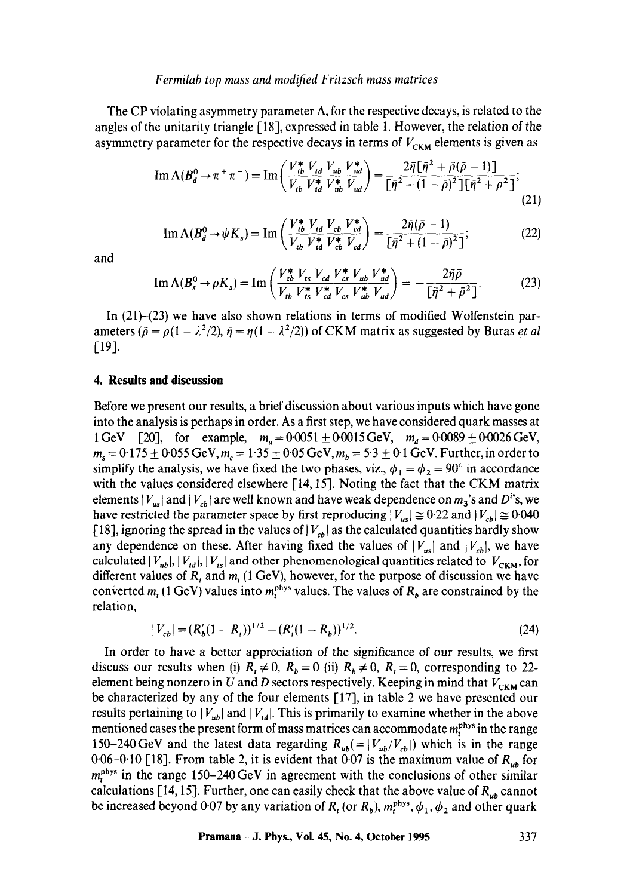The CP violating asymmetry parameter $\Lambda$, for the respective decays, is related to the angles of the unitarity triangle [18], expressed in table 1. However, the relation of the asymmetry parameter for the respective decays in terms of $V_{\rm CKM}$ elements is given as

$$\operatorname{Im}\Lambda(B_d^0 \to \pi^+\pi^-) = \operatorname{Im}\left(\frac{V_{tb}^* V_{td} V_{ub} V_{ud}^*}{V_{tb} V_{td}^* V_{ub}^* V_{ud}}\right) = \frac{2\bar{\eta}[\bar{\eta}^2 + \bar{\rho}(\bar{\rho}-1)]}{[\bar{\eta}^2 + (1-\bar{\rho})^2][\bar{\eta}^2 + \bar{\rho}^2]}; \tag{21}$$

$$\operatorname{Im}\Lambda(B_d^0 \to \psi K_s) = \operatorname{Im}\left(\frac{V_{tb}^* V_{td} V_{cb} V_{cd}^*}{V_{tb} V_{td}^* V_{cb}^* V_{cd}}\right) = \frac{2\bar{\eta}(\bar{\rho}-1)}{[\bar{\eta}^2 + (1-\bar{\rho})^2]}; \tag{22}$$

and

$$\operatorname{Im}\Lambda(B_s^0 \to \rho K_s) = \operatorname{Im}\left(\frac{V_{tb}^* V_{ts} V_{cd} V_{cs}^* V_{ub} V_{ud}^*}{V_{tb} V_{ts}^* V_{cd}^* V_{cs} V_{ub}^* V_{ud}}\right) = -\frac{2\bar{\eta}\bar{\rho}}{[\bar{\eta}^2 + \bar{\rho}^2]}. \tag{23}$$

In (21)–(23) we have also shown relations in terms of modified Wolfenstein parameters ($\bar{\rho} = \rho(1 - \lambda^2/2)$, $\bar{\eta} = \eta(1 - \lambda^2/2)$) of CKM matrix as suggested by Buras *et al* [19].

## 4. Results and discussion

Before we present our results, a brief discussion about various inputs which have gone into the analysis is perhaps in order. As a first step, we have considered quark masses at 1 GeV [20], for example, $m_u = 0.0051 \pm 0.0015$ GeV, $m_d = 0.0089 \pm 0.0026$ GeV, $m_s = 0.175 \pm 0.055$ GeV, $m_c = 1.35 \pm 0.05$ GeV, $m_b = 5.3 \pm 0.1$ GeV. Further, in order to simplify the analysis, we have fixed the two phases, viz., $\phi_1 = \phi_2 = 90^\circ$ in accordance with the values considered elsewhere [14, 15]. Noting the fact that the CKM matrix elements $|V_{us}|$ and $|V_{cb}|$ are well known and have weak dependence on $m_3$'s and $D^i$'s, we have restricted the parameter space by first reproducing $|V_{us}| \cong 0.22$ and $|V_{cb}| \cong 0.040$ [18], ignoring the spread in the values of $|V_{cb}|$ as the calculated quantities hardly show any dependence on these. After having fixed the values of $|V_{us}|$ and $|V_{cb}|$, we have calculated $|V_{ub}|$, $|V_{td}|$, $|V_{ts}|$ and other phenomenological quantities related to $V_{\rm CKM}$, for different values of $R_t$ and $m_t$ (1 GeV), however, for the purpose of discussion we have converted $m_t$ (1 GeV) values into $m_t^{\rm phys}$ values. The values of $R_b$ are constrained by the relation,

$$|V_{cb}| = (R_b'(1 - R_t))^{1/2} - (R_t'(1 - R_b))^{1/2}. \tag{24}$$

In order to have a better appreciation of the significance of our results, we first discuss our results when (i) $R_t \neq 0$, $R_b = 0$ (ii) $R_b \neq 0$, $R_t = 0$, corresponding to 22-element being nonzero in $U$ and $D$ sectors respectively. Keeping in mind that $V_{\rm CKM}$ can be characterized by any of the four elements [17], in table 2 we have presented our results pertaining to $|V_{ub}|$ and $|V_{td}|$. This is primarily to examine whether in the above mentioned cases the present form of mass matrices can accommodate $m_t^{\rm phys}$ in the range 150–240 GeV and the latest data regarding $R_{ub}(= |V_{ub}/V_{cb}|)$ which is in the range 0.06–0.10 [18]. From table 2, it is evident that 0.07 is the maximum value of $R_{ub}$ for $m_t^{\rm phys}$ in the range 150–240 GeV in agreement with the conclusions of other similar calculations [14, 15]. Further, one can easily check that the above value of $R_{ub}$ cannot be increased beyond 0.07 by any variation of $R_t$ (or $R_b$), $m_t^{\rm phys}$, $\phi_1$, $\phi_2$ and other quark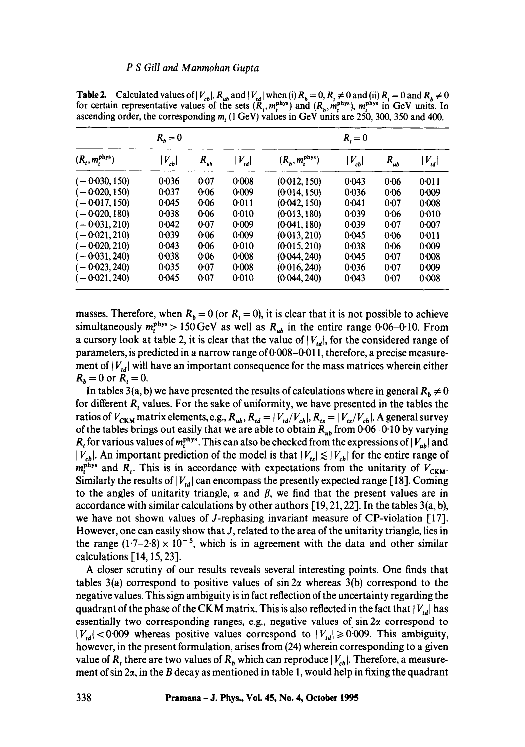**Table 2.** Calculated values of $|V_{cb}|$, $R_{ub}$ and $|V_{td}|$ when (i) $R_b = 0$, $R_t \neq 0$ and (ii) $R_t = 0$ and $R_b \neq 0$ for certain representative values of the sets $(R_t, m_t^{\text{phys}})$ and $(R_b, m_t^{\text{phys}})$, $m_t^{\text{phys}}$ in GeV units. In ascending order, the corresponding $m_t$ (1 GeV) values in GeV units are 250, 300, 350 and 400.

| $R_b = 0$ | | | | $R_t = 0$ | | | |
|---|---|---|---|---|---|---|---|
| $(R_t, m_t^{\text{phys}})$ | $\vert V_{cb}\vert$ | $R_{ub}$ | $\vert V_{td}\vert$ | $(R_b, m_t^{\text{phys}})$ | $\vert V_{cb}\vert$ | $R_{ub}$ | $\vert V_{td}\vert$ |
| (−0·030, 150) | 0·036 | 0·07 | 0·008 | (0·012, 150) | 0·043 | 0·06 | 0·011 |
| (−0·020, 150) | 0·037 | 0·06 | 0·009 | (0·014, 150) | 0·036 | 0·06 | 0·009 |
| (−0·017, 150) | 0·045 | 0·06 | 0·011 | (0·042, 150) | 0·041 | 0·07 | 0·008 |
| (−0·020, 180) | 0·038 | 0·06 | 0·010 | (0·013, 180) | 0·039 | 0·06 | 0·010 |
| (−0·031, 210) | 0·042 | 0·07 | 0·009 | (0·041, 180) | 0·039 | 0·07 | 0·007 |
| (−0·021, 210) | 0·039 | 0·06 | 0·009 | (0·013, 210) | 0·045 | 0·06 | 0·011 |
| (−0·020, 210) | 0·043 | 0·06 | 0·010 | (0·015, 210) | 0·038 | 0·06 | 0·009 |
| (−0·031, 240) | 0·038 | 0·06 | 0·008 | (0·044, 240) | 0·045 | 0·07 | 0·008 |
| (−0·023, 240) | 0·035 | 0·07 | 0·008 | (0·016, 240) | 0·036 | 0·07 | 0·009 |
| (−0·021, 240) | 0·045 | 0·07 | 0·010 | (0·044, 240) | 0·043 | 0·07 | 0·008 |

masses. Therefore, when $R_b = 0$ (or $R_t = 0$), it is clear that it is not possible to achieve simultaneously $m_t^{\text{phys}} > 150\,\text{GeV}$ as well as $R_{ub}$ in the entire range 0·06–0·10. From a cursory look at table 2, it is clear that the value of $|V_{td}|$, for the considered range of parameters, is predicted in a narrow range of 0·008–0·011, therefore, a precise measurement of $|V_{td}|$ will have an important consequence for the mass matrices wherein either $R_b = 0$ or $R_t = 0$.

In tables 3(a, b) we have presented the results of calculations where in general $R_b \neq 0$ for different $R_t$ values. For the sake of uniformity, we have presented in the tables the ratios of $V_{\text{CKM}}$ matrix elements, e.g., $R_{ub}$, $R_{td} = |V_{td}/V_{cb}|$, $R_{ts} = |V_{ts}/V_{cb}|$. A general survey of the tables brings out easily that we are able to obtain $R_{ub}$ from 0·06–0·10 by varying $R_t$ for various values of $m_t^{\text{phys}}$. This can also be checked from the expressions of $|V_{ub}|$ and $|V_{cb}|$. An important prediction of the model is that $|V_{ts}| \lesssim |V_{cb}|$ for the entire range of $m_t^{\text{phys}}$ and $R_t$. This is in accordance with expectations from the unitarity of $V_{\text{CKM}}$. Similarly the results of $|V_{td}|$ can encompass the presently expected range [18]. Coming to the angles of unitarity triangle, $\alpha$ and $\beta$, we find that the present values are in accordance with similar calculations by other authors [19, 21, 22]. In the tables 3(a, b), we have not shown values of $J$-rephasing invariant measure of CP-violation [17]. However, one can easily show that $J$, related to the area of the unitarity triangle, lies in the range $(1{\cdot}7–2{\cdot}8) \times 10^{-5}$, which is in agreement with the data and other similar calculations [14, 15, 23].

A closer scrutiny of our results reveals several interesting points. One finds that tables 3(a) correspond to positive values of $\sin 2\alpha$ whereas 3(b) correspond to the negative values. This sign ambiguity is in fact reflection of the uncertainty regarding the quadrant of the phase of the CKM matrix. This is also reflected in the fact that $|V_{td}|$ has essentially two corresponding ranges, e.g., negative values of $\sin 2\alpha$ correspond to $|V_{td}| < 0{\cdot}009$ whereas positive values correspond to $|V_{td}| \geqslant 0{\cdot}009$. This ambiguity, however, in the present formulation, arises from (24) wherein corresponding to a given value of $R_t$ there are two values of $R_b$ which can reproduce $|V_{cb}|$. Therefore, a measurement of $\sin 2\alpha$, in the $B$ decay as mentioned in table 1, would help in fixing the quadrant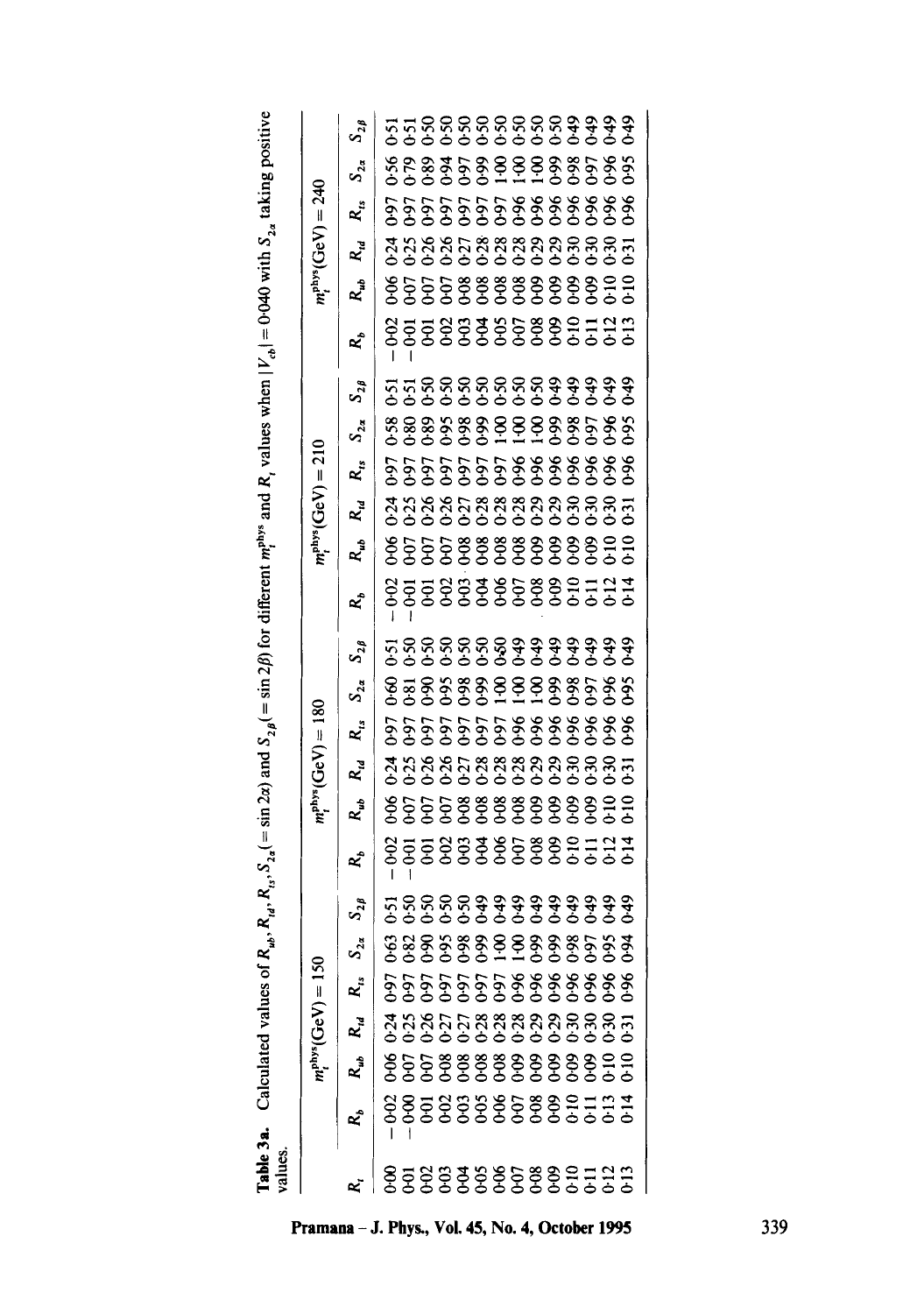**Table 3a.** Calculated values of $R_{ub}$, $R_{td}$, $R_{ts}$, $S_{2\alpha}$ (= sin 2α) and $S_{2\beta}$ (= sin 2β) for different $m_t^{\rm phys}$ and $R_t$ values when $|V_{cb}| = 0.040$ with $S_{2\alpha}$ taking positive values.

| $R_t$ | $m_t^{\rm phys}$(GeV) = 150 | | | | | | $m_t^{\rm phys}$(GeV) = 180 | | | | | | $m_t^{\rm phys}$(GeV) = 210 | | | | | | $m_t^{\rm phys}$(GeV) = 240 | | | | | |
|---|---|---|---|---|---|---|---|---|---|---|---|---|---|---|---|---|---|---|---|---|---|---|---|---|
| | $R_b$ | $R_{ub}$ | $R_{td}$ | $R_{ts}$ | $S_{2\alpha}$ | $S_{2\beta}$ | $R_b$ | $R_{ub}$ | $R_{td}$ | $R_{ts}$ | $S_{2\alpha}$ | $S_{2\beta}$ | $R_b$ | $R_{ub}$ | $R_{td}$ | $R_{ts}$ | $S_{2\alpha}$ | $S_{2\beta}$ | $R_b$ | $R_{ub}$ | $R_{td}$ | $R_{ts}$ | $S_{2\alpha}$ | $S_{2\beta}$ |
| 0.00 | −0.02 | 0.06 | 0.24 | 0.97 | 0.63 | 0.51 | −0.02 | 0.06 | 0.24 | 0.97 | 0.60 | 0.51 | −0.02 | 0.06 | 0.24 | 0.97 | 0.58 | 0.51 | −0.02 | 0.06 | 0.24 | 0.97 | 0.56 | 0.51 |
| 0.01 | −0.00 | 0.07 | 0.25 | 0.97 | 0.82 | 0.50 | −0.01 | 0.07 | 0.25 | 0.97 | 0.81 | 0.50 | −0.01 | 0.07 | 0.25 | 0.97 | 0.80 | 0.51 | −0.01 | 0.07 | 0.25 | 0.97 | 0.79 | 0.51 |
| 0.02 | 0.01 | 0.07 | 0.26 | 0.97 | 0.90 | 0.50 | 0.01 | 0.07 | 0.26 | 0.97 | 0.90 | 0.50 | 0.01 | 0.07 | 0.26 | 0.97 | 0.89 | 0.50 | 0.01 | 0.07 | 0.26 | 0.97 | 0.89 | 0.50 |
| 0.03 | 0.02 | 0.08 | 0.27 | 0.97 | 0.95 | 0.50 | 0.02 | 0.07 | 0.26 | 0.97 | 0.95 | 0.50 | 0.02 | 0.07 | 0.26 | 0.97 | 0.95 | 0.50 | 0.02 | 0.07 | 0.26 | 0.97 | 0.94 | 0.50 |
| 0.04 | 0.03 | 0.08 | 0.27 | 0.97 | 0.98 | 0.50 | 0.03 | 0.08 | 0.27 | 0.97 | 0.98 | 0.50 | 0.03 | 0.08 | 0.27 | 0.97 | 0.98 | 0.50 | 0.03 | 0.08 | 0.27 | 0.97 | 0.97 | 0.50 |
| 0.05 | 0.05 | 0.08 | 0.28 | 0.97 | 0.99 | 0.49 | 0.04 | 0.08 | 0.28 | 0.97 | 0.99 | 0.50 | 0.04 | 0.08 | 0.28 | 0.97 | 0.99 | 0.50 | 0.04 | 0.08 | 0.28 | 0.97 | 0.99 | 0.50 |
| 0.06 | 0.06 | 0.08 | 0.28 | 0.97 | 1.00 | 0.49 | 0.06 | 0.08 | 0.28 | 0.97 | 1.00 | 0.50 | 0.06 | 0.08 | 0.28 | 0.97 | 1.00 | 0.50 | 0.05 | 0.08 | 0.28 | 0.97 | 1.00 | 0.50 |
| 0.07 | 0.07 | 0.09 | 0.28 | 0.96 | 1.00 | 0.49 | 0.07 | 0.08 | 0.28 | 0.96 | 1.00 | 0.49 | 0.07 | 0.08 | 0.28 | 0.96 | 1.00 | 0.50 | 0.07 | 0.08 | 0.28 | 0.96 | 1.00 | 0.50 |
| 0.08 | 0.08 | 0.09 | 0.29 | 0.96 | 0.99 | 0.49 | 0.08 | 0.09 | 0.29 | 0.96 | 1.00 | 0.49 | 0.08 | 0.09 | 0.29 | 0.96 | 1.00 | 0.50 | 0.08 | 0.09 | 0.29 | 0.96 | 1.00 | 0.50 |
| 0.09 | 0.09 | 0.09 | 0.29 | 0.96 | 0.99 | 0.49 | 0.09 | 0.09 | 0.29 | 0.96 | 0.99 | 0.49 | 0.09 | 0.09 | 0.29 | 0.96 | 0.99 | 0.49 | 0.09 | 0.09 | 0.29 | 0.96 | 0.99 | 0.50 |
| 0.10 | 0.10 | 0.09 | 0.30 | 0.96 | 0.98 | 0.49 | 0.10 | 0.09 | 0.30 | 0.96 | 0.98 | 0.49 | 0.10 | 0.09 | 0.30 | 0.96 | 0.98 | 0.49 | 0.10 | 0.09 | 0.30 | 0.96 | 0.98 | 0.49 |
| 0.11 | 0.11 | 0.09 | 0.30 | 0.96 | 0.97 | 0.49 | 0.11 | 0.09 | 0.30 | 0.96 | 0.97 | 0.49 | 0.11 | 0.09 | 0.30 | 0.96 | 0.97 | 0.49 | 0.11 | 0.09 | 0.30 | 0.96 | 0.97 | 0.49 |
| 0.12 | 0.13 | 0.10 | 0.30 | 0.96 | 0.95 | 0.49 | 0.12 | 0.10 | 0.30 | 0.96 | 0.96 | 0.49 | 0.12 | 0.10 | 0.30 | 0.96 | 0.96 | 0.49 | 0.12 | 0.10 | 0.30 | 0.96 | 0.96 | 0.49 |
| 0.13 | 0.14 | 0.10 | 0.31 | 0.96 | 0.94 | 0.49 | 0.14 | 0.10 | 0.31 | 0.96 | 0.95 | 0.49 | 0.14 | 0.10 | 0.31 | 0.96 | 0.95 | 0.49 | 0.13 | 0.10 | 0.31 | 0.96 | 0.95 | 0.49 |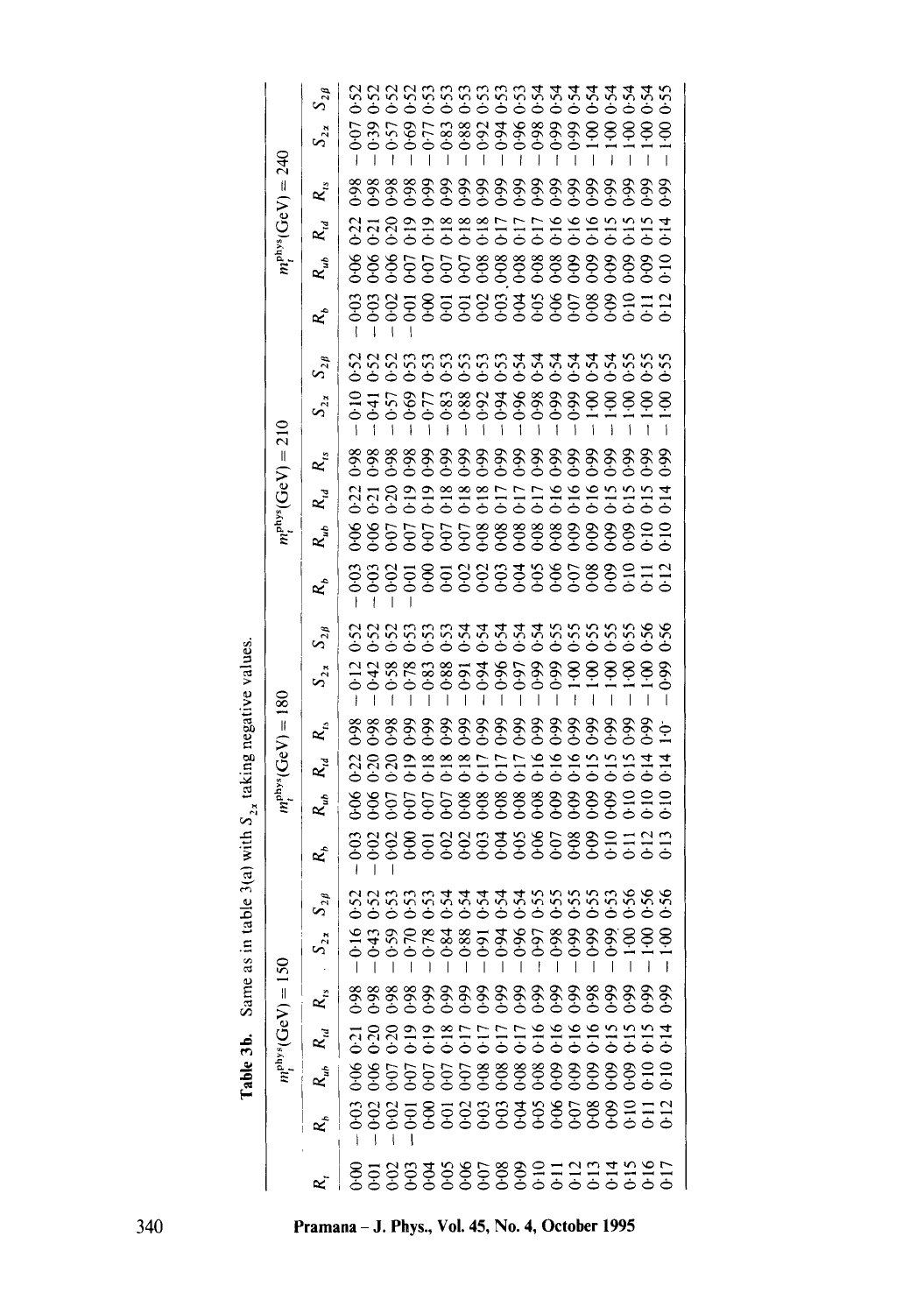**Table 3b.** Same as in table 3(a) with $S_{2x}$ taking negative values.

| | $m_t^{\rm phys}$(GeV) = 150 | | | | | | $m_t^{\rm phys}$(GeV) = 180 | | | | | | $m_t^{\rm phys}$(GeV) = 210 | | | | | | $m_t^{\rm phys}$(GeV) = 240 | | | | | |
|---|---|---|---|---|---|---|---|---|---|---|---|---|---|---|---|---|---|---|---|---|---|---|---|---|
| $R_t$ | $R_b$ | $R_{ub}$ | $R_{td}$ | $R_{ts}$ | $S_{2x}$ | $S_{2\beta}$ | $R_b$ | $R_{ub}$ | $R_{td}$ | $R_{ts}$ | $S_{2x}$ | $S_{2\beta}$ | $R_b$ | $R_{ub}$ | $R_{td}$ | $R_{ts}$ | $S_{2x}$ | $S_{2\beta}$ | $R_b$ | $R_{ub}$ | $R_{td}$ | $R_{ts}$ | $S_{2x}$ | $S_{2\beta}$ |
| 0·00 | −0·03 | 0·06 | 0·21 | 0·98 | −0·16 | 0·52 | −0·03 | 0·06 | 0·22 | 0·98 | −0·12 | 0·52 | −0·03 | 0·06 | 0·22 | 0·98 | −0·10 | 0·52 | −0·03 | 0·06 | 0·22 | 0·98 | −0·07 | 0·52 |
| 0·01 | −0·02 | 0·06 | 0·20 | 0·98 | −0·43 | 0·52 | −0·02 | 0·06 | 0·20 | 0·98 | −0·42 | 0·52 | −0·03 | 0·06 | 0·21 | 0·98 | −0·41 | 0·52 | −0·03 | 0·06 | 0·21 | 0·98 | −0·39 | 0·52 |
| 0·02 | −0·02 | 0·07 | 0·20 | 0·98 | −0·59 | 0·53 | −0·02 | 0·07 | 0·20 | 0·98 | −0·58 | 0·52 | −0·02 | 0·07 | 0·20 | 0·98 | −0·57 | 0·52 | −0·02 | 0·06 | 0·20 | 0·98 | −0·57 | 0·52 |
| 0·03 | −0·01 | 0·07 | 0·19 | 0·98 | −0·70 | 0·53 | 0·00 | 0·07 | 0·19 | 0·99 | −0·78 | 0·53 | −0·01 | 0·07 | 0·19 | 0·98 | −0·69 | 0·52 | −0·01 | 0·07 | 0·19 | 0·98 | −0·69 | 0·52 |
| 0·04 | 0·00 | 0·07 | 0·19 | 0·99 | −0·78 | 0·53 | 0·01 | 0·07 | 0·18 | 0·99 | −0·83 | 0·53 | 0·00 | 0·07 | 0·19 | 0·99 | −0·77 | 0·53 | 0·00 | 0·07 | 0·19 | 0·99 | −0·77 | 0·53 |
| 0·05 | 0·01 | 0·07 | 0·18 | 0·99 | −0·84 | 0·54 | 0·02 | 0·07 | 0·18 | 0·99 | −0·88 | 0·53 | 0·01 | 0·07 | 0·18 | 0·99 | −0·83 | 0·53 | 0·01 | 0·07 | 0·18 | 0·99 | −0·83 | 0·53 |
| 0·06 | 0·02 | 0·07 | 0·17 | 0·99 | −0·88 | 0·54 | 0·02 | 0·08 | 0·18 | 0·99 | −0·91 | 0·54 | 0·02 | 0·07 | 0·18 | 0·99 | −0·88 | 0·53 | 0·01 | 0·07 | 0·18 | 0·99 | −0·88 | 0·53 |
| 0·07 | 0·03 | 0·08 | 0·17 | 0·99 | −0·91 | 0·54 | 0·03 | 0·08 | 0·17 | 0·99 | −0·94 | 0·54 | 0·02 | 0·08 | 0·18 | 0·99 | −0·92 | 0·53 | 0·02 | 0·08 | 0·18 | 0·99 | −0·92 | 0·53 |
| 0·08 | 0·03 | 0·08 | 0·17 | 0·99 | −0·94 | 0·54 | 0·04 | 0·08 | 0·17 | 0·99 | −0·96 | 0·54 | 0·03 | 0·08 | 0·17 | 0·99 | −0·94 | 0·53 | 0·03 | 0·08 | 0·17 | 0·99 | −0·94 | 0·53 |
| 0·09 | 0·04 | 0·08 | 0·17 | 0·99 | −0·96 | 0·54 | 0·05 | 0·08 | 0·17 | 0·99 | −0·97 | 0·54 | 0·04 | 0·08 | 0·17 | 0·99 | −0·96 | 0·54 | 0·04 | 0·08 | 0·17 | 0·99 | −0·96 | 0·53 |
| 0·10 | 0·05 | 0·08 | 0·16 | 0·99 | −0·97 | 0·55 | 0·06 | 0·08 | 0·16 | 0·99 | −0·99 | 0·54 | 0·05 | 0·08 | 0·17 | 0·99 | −0·98 | 0·54 | 0·05 | 0·08 | 0·17 | 0·99 | −0·98 | 0·54 |
| 0·11 | 0·06 | 0·09 | 0·16 | 0·99 | −0·98 | 0·55 | 0·07 | 0·09 | 0·16 | 0·99 | −0·99 | 0·55 | 0·06 | 0·08 | 0·16 | 0·99 | −0·99 | 0·54 | 0·06 | 0·08 | 0·16 | 0·99 | −0·99 | 0·54 |
| 0·12 | 0·07 | 0·09 | 0·16 | 0·99 | −0·99 | 0·55 | 0·08 | 0·09 | 0·16 | 0·99 | −1·00 | 0·55 | 0·07 | 0·09 | 0·16 | 0·99 | −0·99 | 0·54 | 0·07 | 0·09 | 0·16 | 0·99 | −0·99 | 0·54 |
| 0·13 | 0·08 | 0·09 | 0·16 | 0·98 | −0·99 | 0·55 | 0·09 | 0·09 | 0·15 | 0·99 | −1·00 | 0·55 | 0·08 | 0·09 | 0·16 | 0·99 | −1·00 | 0·54 | 0·08 | 0·09 | 0·16 | 0·99 | −1·00 | 0·54 |
| 0·14 | 0·09 | 0·09 | 0·15 | 0·99 | −0·99 | 0·53 | 0·10 | 0·09 | 0·15 | 0·99 | −1·00 | 0·55 | 0·09 | 0·09 | 0·15 | 0·99 | −1·00 | 0·54 | 0·09 | 0·09 | 0·15 | 0·99 | −1·00 | 0·54 |
| 0·15 | 0·10 | 0·09 | 0·15 | 0·99 | −1·00 | 0·56 | 0·11 | 0·10 | 0·15 | 0·99 | −1·00 | 0·55 | 0·10 | 0·09 | 0·15 | 0·99 | −1·00 | 0·55 | 0·10 | 0·09 | 0·15 | 0·99 | −1·00 | 0·54 |
| 0·16 | 0·11 | 0·10 | 0·15 | 0·99 | −1·00 | 0·56 | 0·12 | 0·10 | 0·14 | 0·99 | −1·00 | 0·56 | 0·11 | 0·10 | 0·15 | 0·99 | −1·00 | 0·55 | 0·11 | 0·09 | 0·15 | 0·99 | −1·00 | 0·54 |
| 0·17 | 0·12 | 0·10 | 0·14 | 0·99 | −1·00 | 0·56 | 0·13 | 0·10 | 0·14 | 1·0 | −0·99 | 0·56 | 0·12 | 0·10 | 0·14 | 0·99 | −1·00 | 0·55 | 0·12 | 0·10 | 0·14 | 0·99 | −1·00 | 0·55 |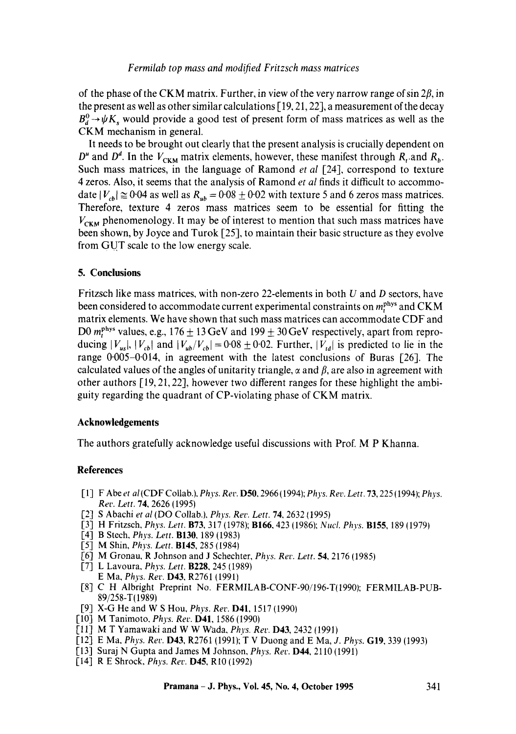of the phase of the CKM matrix. Further, in view of the very narrow range of $\sin 2\beta$, in the present as well as other similar calculations [19, 21, 22], a measurement of the decay $B_d^0 \to \psi K_s$ would provide a good test of present form of mass matrices as well as the CKM mechanism in general.

It needs to be brought out clearly that the present analysis is crucially dependent on $D^u$ and $D^d$. In the $V_{\text{CKM}}$ matrix elements, however, these manifest through $R_t$ and $R_b$. Such mass matrices, in the language of Ramond *et al* [24], correspond to texture 4 zeros. Also, it seems that the analysis of Ramond *et al* finds it difficult to accommodate $|V_{cb}| \cong 0.04$ as well as $R_{ub} = 0.08 \pm 0.02$ with texture 5 and 6 zeros mass matrices. Therefore, texture 4 zeros mass matrices seem to be essential for fitting the $V_{\text{CKM}}$ phenomenology. It may be of interest to mention that such mass matrices have been shown, by Joyce and Turok [25], to maintain their basic structure as they evolve from GUT scale to the low energy scale.

## 5. Conclusions

Fritzsch like mass matrices, with non-zero 22-elements in both $U$ and $D$ sectors, have been considered to accommodate current experimental constraints on $m_t^{\text{phys}}$ and CKM matrix elements. We have shown that such mass matrices can accommodate CDF and D0 $m_t^{\text{phys}}$ values, e.g., $176 \pm 13$ GeV and $199 \pm 30$ GeV respectively, apart from reproducing $|V_{us}|$, $|V_{cb}|$ and $|V_{ub}/V_{cb}| = 0.08 \pm 0.02$. Further, $|V_{td}|$ is predicted to lie in the range 0.005–0.014, in agreement with the latest conclusions of Buras [26]. The calculated values of the angles of unitarity triangle, $\alpha$ and $\beta$, are also in agreement with other authors [19, 21, 22], however two different ranges for these highlight the ambiguity regarding the quadrant of CP-violating phase of CKM matrix.

## Acknowledgements

The authors gratefully acknowledge useful discussions with Prof. M P Khanna.

## References

[1] F Abe *et al* (CDF Collab.), *Phys. Rev.* **D50**, 2966 (1994); *Phys. Rev. Lett.* **73**, 225 (1994); *Phys. Rev. Lett.* **74**, 2626 (1995)

[2] S Abachi *et al* (DO Collab.), *Phys. Rev. Lett.* **74**, 2632 (1995)

[3] H Fritzsch, *Phys. Lett.* **B73**, 317 (1978); **B166**, 423 (1986); *Nucl. Phys.* **B155**, 189 (1979)

[4] B Stech, *Phys. Lett.* **B130**, 189 (1983)

[5] M Shin, *Phys. Lett.* **B145**, 285 (1984)

[6] M Gronau, R Johnson and J Schechter, *Phys. Rev. Lett.* **54**, 2176 (1985)

[7] L Lavoura, *Phys. Lett.* **B228**, 245 (1989)
E Ma, *Phys. Rev.* **D43**, R2761 (1991)

[8] C H Albright Preprint No. FERMILAB-CONF-90/196-T(1990); FERMILAB-PUB-89/258-T(1989)

[9] X-G He and W S Hou, *Phys. Rev.* **D41**, 1517 (1990)

[10] M Tanimoto, *Phys. Rev.* **D41**, 1586 (1990)

[11] M T Yamawaki and W W Wada, *Phys. Rev.* **D43**, 2432 (1991)

[12] E Ma, *Phys. Rev.* **D43**, R2761 (1991); T V Duong and E Ma, *J. Phys.* **G19**, 339 (1993)

[13] Suraj N Gupta and James M Johnson, *Phys. Rev.* **D44**, 2110 (1991)

[14] R E Shrock, *Phys. Rev.* **D45**, R10 (1992)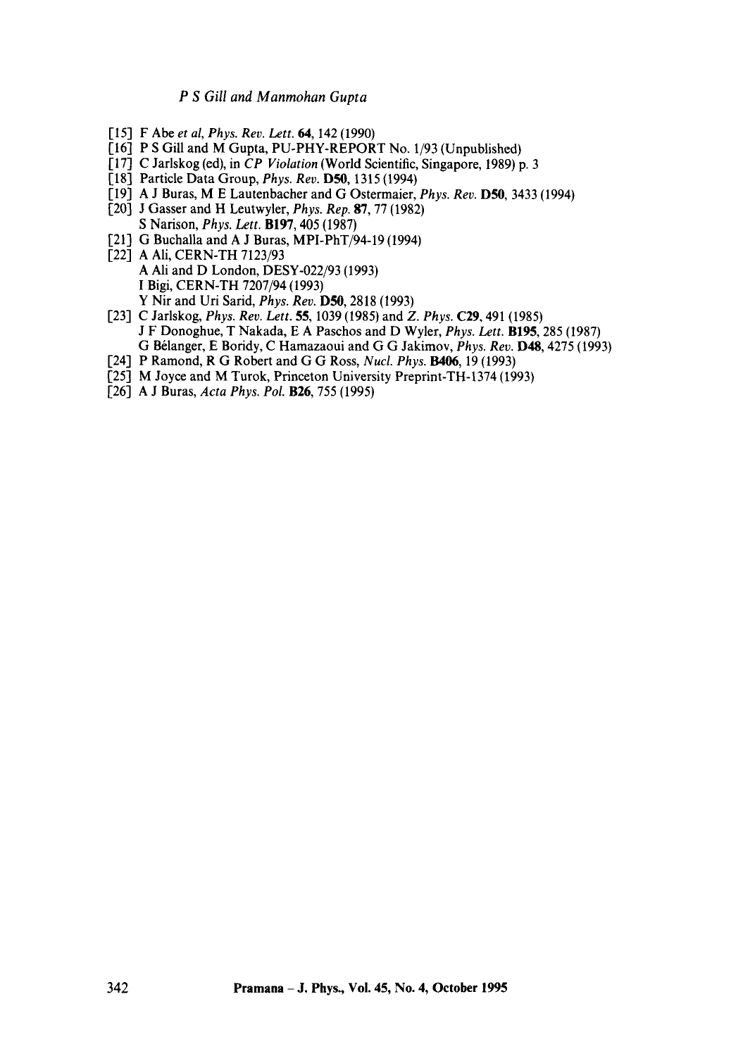[15] F Abe *et al*, *Phys. Rev. Lett.* **64**, 142 (1990)

[16] P S Gill and M Gupta, PU-PHY-REPORT No. 1/93 (Unpublished)

[17] C Jarlskog (ed), in *CP Violation* (World Scientific, Singapore, 1989) p. 3

[18] Particle Data Group, *Phys. Rev.* **D50**, 1315 (1994)

[19] A J Buras, M E Lautenbacher and G Ostermaier, *Phys. Rev.* **D50**, 3433 (1994)

[20] J Gasser and H Leutwyler, *Phys. Rep.* **87**, 77 (1982)
S Narison, *Phys. Lett.* **B197**, 405 (1987)

[21] G Buchalla and A J Buras, MPI-PhT/94-19 (1994)

[22] A Ali, CERN-TH 7123/93
A Ali and D London, DESY-022/93 (1993)
I Bigi, CERN-TH 7207/94 (1993)
Y Nir and Uri Sarid, *Phys. Rev.* **D50**, 2818 (1993)

[23] C Jarlskog, *Phys. Rev. Lett.* **55**, 1039 (1985) and *Z. Phys.* **C29**, 491 (1985)
J F Donoghue, T Nakada, E A Paschos and D Wyler, *Phys. Lett.* **B195**, 285 (1987)
G Bélanger, E Boridy, C Hamazaoui and G G Jakimov, *Phys. Rev.* **D48**, 4275 (1993)

[24] P Ramond, R G Robert and G G Ross, *Nucl. Phys.* **B406**, 19 (1993)

[25] M Joyce and M Turok, Princeton University Preprint-TH-1374 (1993)

[26] A J Buras, *Acta Phys. Pol.* **B26**, 755 (1995)